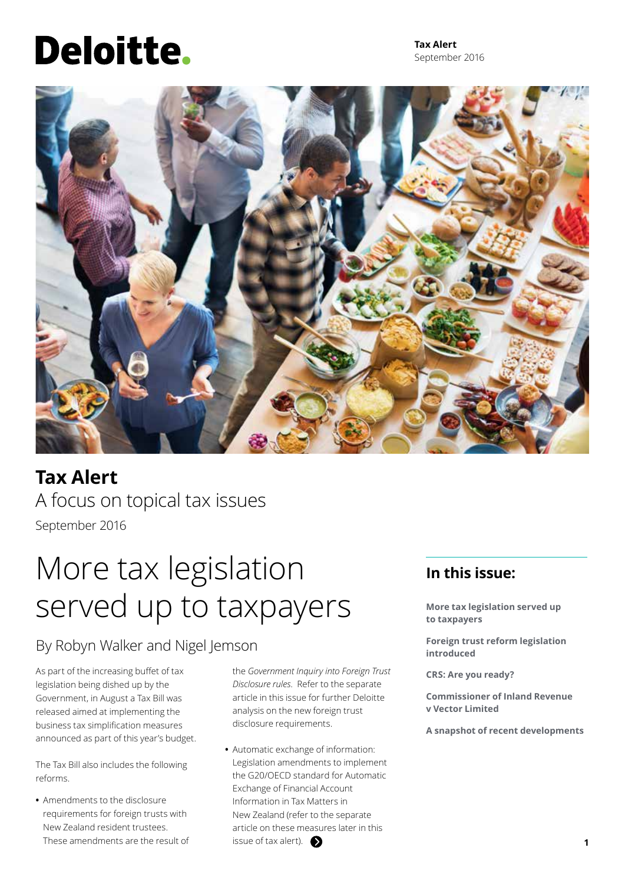Deloitte.

**Tax Alert**
September 2016

# Tax Alert
A focus on topical tax issues
September 2016

# More tax legislation served up to taxpayers

## By Robyn Walker and Nigel Jemson

As part of the increasing buffet of tax legislation being dished up by the Government, in August a Tax Bill was released aimed at implementing the business tax simplification measures announced as part of this year's budget.

The Tax Bill also includes the following reforms.

- Amendments to the disclosure requirements for foreign trusts with New Zealand resident trustees. These amendments are the result of the *Government Inquiry into Foreign Trust Disclosure rules.* Refer to the separate article in this issue for further Deloitte analysis on the new foreign trust disclosure requirements.
- Automatic exchange of information: Legislation amendments to implement the G20/OECD standard for Automatic Exchange of Financial Account Information in Tax Matters in New Zealand (refer to the separate article on these measures later in this issue of tax alert).

## In this issue:

**More tax legislation served up to taxpayers**

**Foreign trust reform legislation introduced**

**CRS: Are you ready?**

**Commissioner of Inland Revenue v Vector Limited**

**A snapshot of recent developments**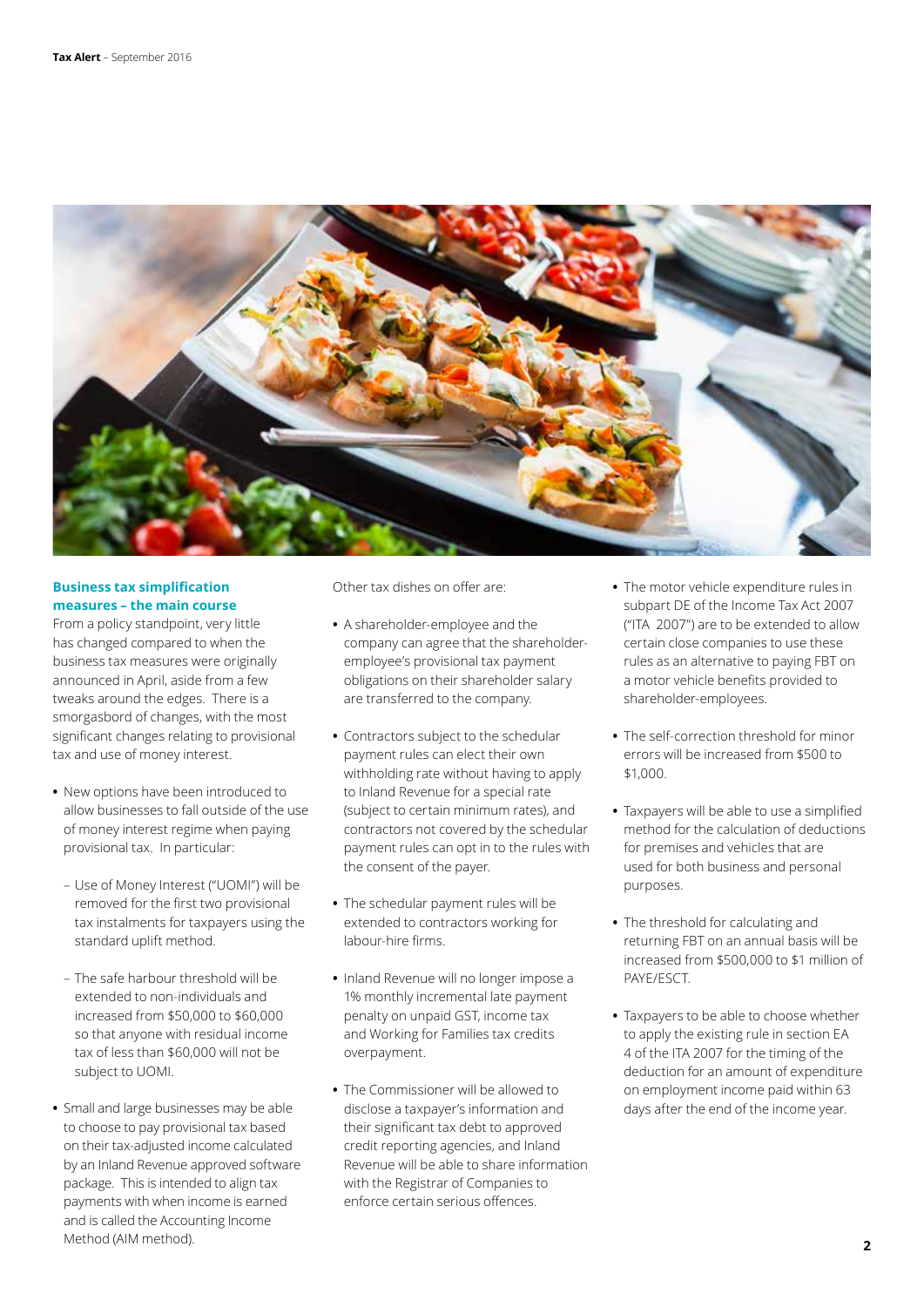## Business tax simplification measures – the main course

From a policy standpoint, very little has changed compared to when the business tax measures were originally announced in April, aside from a few tweaks around the edges. There is a smorgasbord of changes, with the most significant changes relating to provisional tax and use of money interest.

- New options have been introduced to allow businesses to fall outside of the use of money interest regime when paying provisional tax. In particular:
  - Use of Money Interest ("UOMI") will be removed for the first two provisional tax instalments for taxpayers using the standard uplift method.
  - The safe harbour threshold will be extended to non-individuals and increased from $50,000 to $60,000 so that anyone with residual income tax of less than $60,000 will not be subject to UOMI.
- Small and large businesses may be able to choose to pay provisional tax based on their tax-adjusted income calculated by an Inland Revenue approved software package. This is intended to align tax payments with when income is earned and is called the Accounting Income Method (AIM method).

Other tax dishes on offer are:

- A shareholder-employee and the company can agree that the shareholder-employee's provisional tax payment obligations on their shareholder salary are transferred to the company.
- Contractors subject to the schedular payment rules can elect their own withholding rate without having to apply to Inland Revenue for a special rate (subject to certain minimum rates), and contractors not covered by the schedular payment rules can opt in to the rules with the consent of the payer.
- The schedular payment rules will be extended to contractors working for labour-hire firms.
- Inland Revenue will no longer impose a 1% monthly incremental late payment penalty on unpaid GST, income tax and Working for Families tax credits overpayment.
- The Commissioner will be allowed to disclose a taxpayer's information and their significant tax debt to approved credit reporting agencies, and Inland Revenue will be able to share information with the Registrar of Companies to enforce certain serious offences.
- The motor vehicle expenditure rules in subpart DE of the Income Tax Act 2007 ("ITA 2007") are to be extended to allow certain close companies to use these rules as an alternative to paying FBT on a motor vehicle benefits provided to shareholder-employees.
- The self-correction threshold for minor errors will be increased from $500 to $1,000.
- Taxpayers will be able to use a simplified method for the calculation of deductions for premises and vehicles that are used for both business and personal purposes.
- The threshold for calculating and returning FBT on an annual basis will be increased from $500,000 to $1 million of PAYE/ESCT.
- Taxpayers to be able to choose whether to apply the existing rule in section EA 4 of the ITA 2007 for the timing of the deduction for an amount of expenditure on employment income paid within 63 days after the end of the income year.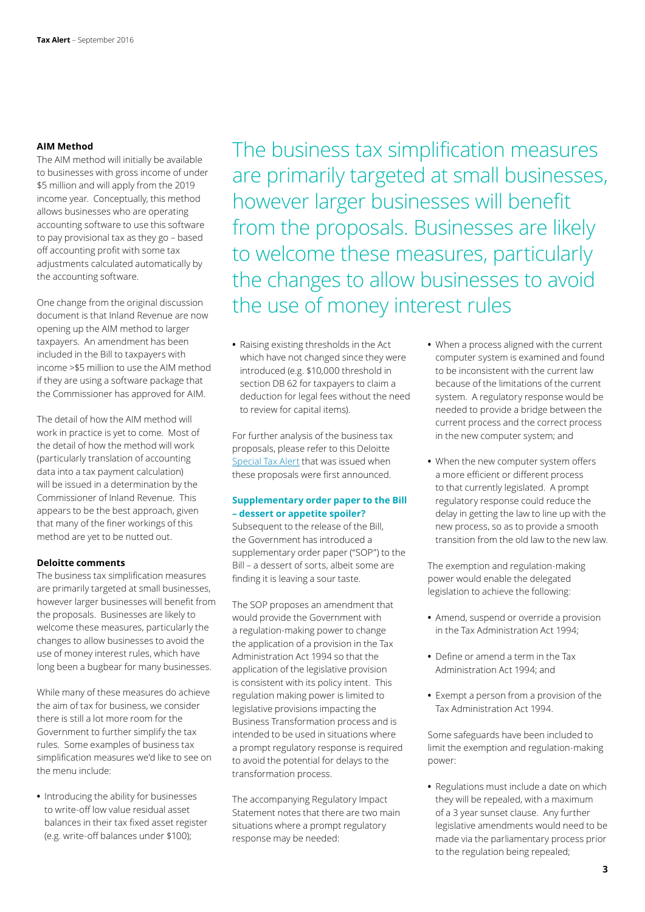**AIM Method**

The AIM method will initially be available to businesses with gross income of under $5 million and will apply from the 2019 income year. Conceptually, this method allows businesses who are operating accounting software to use this software to pay provisional tax as they go – based off accounting profit with some tax adjustments calculated automatically by the accounting software.

One change from the original discussion document is that Inland Revenue are now opening up the AIM method to larger taxpayers. An amendment has been included in the Bill to taxpayers with income >$5 million to use the AIM method if they are using a software package that the Commissioner has approved for AIM.

The detail of how the AIM method will work in practice is yet to come. Most of the detail of how the method will work (particularly translation of accounting data into a tax payment calculation) will be issued in a determination by the Commissioner of Inland Revenue. This appears to be the best approach, given that many of the finer workings of this method are yet to be nutted out.

**Deloitte comments**

The business tax simplification measures are primarily targeted at small businesses, however larger businesses will benefit from the proposals. Businesses are likely to welcome these measures, particularly the changes to allow businesses to avoid the use of money interest rules, which have long been a bugbear for many businesses.

While many of these measures do achieve the aim of tax for business, we consider there is still a lot more room for the Government to further simplify the tax rules. Some examples of business tax simplification measures we'd like to see on the menu include:

- Introducing the ability for businesses to write-off low value residual asset balances in their tax fixed asset register (e.g. write-off balances under $100);
- Raising existing thresholds in the Act which have not changed since they were introduced (e.g. $10,000 threshold in section DB 62 for taxpayers to claim a deduction for legal fees without the need to review for capital items).

For further analysis of the business tax proposals, please refer to this Deloitte Special Tax Alert that was issued when these proposals were first announced.

> The business tax simplification measures are primarily targeted at small businesses, however larger businesses will benefit from the proposals. Businesses are likely to welcome these measures, particularly the changes to allow businesses to avoid the use of money interest rules

### Supplementary order paper to the Bill – dessert or appetite spoiler?

Subsequent to the release of the Bill, the Government has introduced a supplementary order paper ("SOP") to the Bill – a dessert of sorts, albeit some are finding it is leaving a sour taste.

The SOP proposes an amendment that would provide the Government with a regulation-making power to change the application of a provision in the Tax Administration Act 1994 so that the application of the legislative provision is consistent with its policy intent. This regulation making power is limited to legislative provisions impacting the Business Transformation process and is intended to be used in situations where a prompt regulatory response is required to avoid the potential for delays to the transformation process.

The accompanying Regulatory Impact Statement notes that there are two main situations where a prompt regulatory response may be needed:

- When a process aligned with the current computer system is examined and found to be inconsistent with the current law because of the limitations of the current system. A regulatory response would be needed to provide a bridge between the current process and the correct process in the new computer system; and
- When the new computer system offers a more efficient or different process to that currently legislated. A prompt regulatory response could reduce the delay in getting the law to line up with the new process, so as to provide a smooth transition from the old law to the new law.

The exemption and regulation-making power would enable the delegated legislation to achieve the following:

- Amend, suspend or override a provision in the Tax Administration Act 1994;
- Define or amend a term in the Tax Administration Act 1994; and
- Exempt a person from a provision of the Tax Administration Act 1994.

Some safeguards have been included to limit the exemption and regulation-making power:

- Regulations must include a date on which they will be repealed, with a maximum of a 3 year sunset clause. Any further legislative amendments would need to be made via the parliamentary process prior to the regulation being repealed;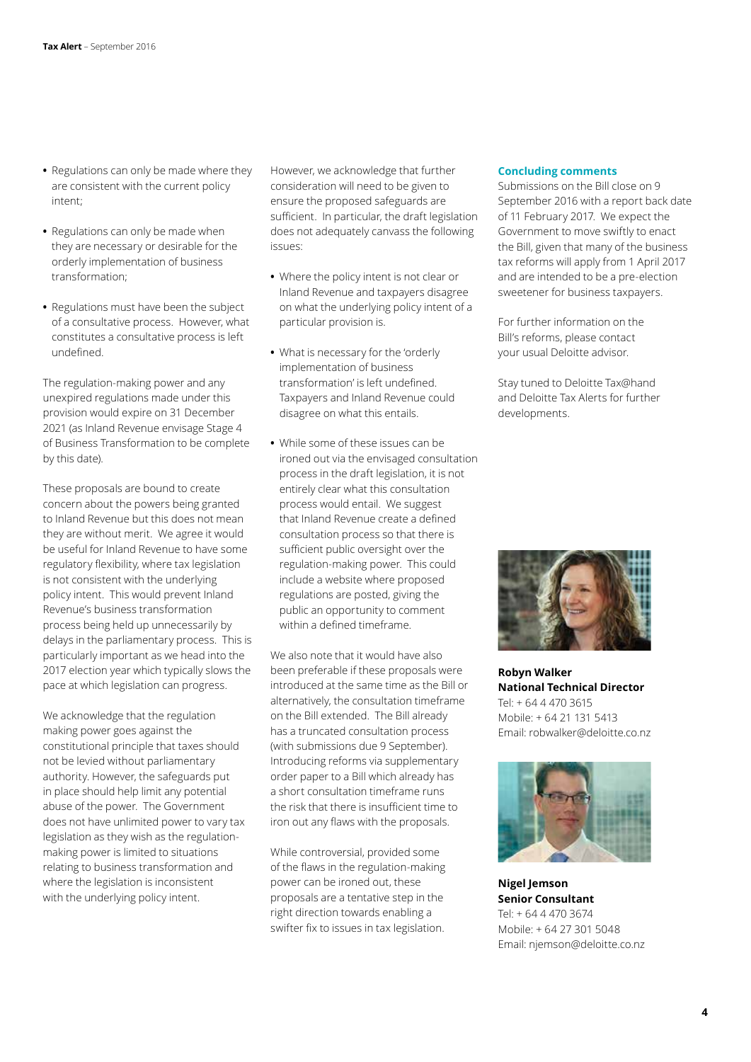- Regulations can only be made where they are consistent with the current policy intent;
- Regulations can only be made when they are necessary or desirable for the orderly implementation of business transformation;
- Regulations must have been the subject of a consultative process. However, what constitutes a consultative process is left undefined.

The regulation-making power and any unexpired regulations made under this provision would expire on 31 December 2021 (as Inland Revenue envisage Stage 4 of Business Transformation to be complete by this date).

These proposals are bound to create concern about the powers being granted to Inland Revenue but this does not mean they are without merit. We agree it would be useful for Inland Revenue to have some regulatory flexibility, where tax legislation is not consistent with the underlying policy intent. This would prevent Inland Revenue's business transformation process being held up unnecessarily by delays in the parliamentary process. This is particularly important as we head into the 2017 election year which typically slows the pace at which legislation can progress.

We acknowledge that the regulation making power goes against the constitutional principle that taxes should not be levied without parliamentary authority. However, the safeguards put in place should help limit any potential abuse of the power. The Government does not have unlimited power to vary tax legislation as they wish as the regulation-making power is limited to situations relating to business transformation and where the legislation is inconsistent with the underlying policy intent.

However, we acknowledge that further consideration will need to be given to ensure the proposed safeguards are sufficient. In particular, the draft legislation does not adequately canvass the following issues:

- Where the policy intent is not clear or Inland Revenue and taxpayers disagree on what the underlying policy intent of a particular provision is.
- What is necessary for the 'orderly implementation of business transformation' is left undefined. Taxpayers and Inland Revenue could disagree on what this entails.
- While some of these issues can be ironed out via the envisaged consultation process in the draft legislation, it is not entirely clear what this consultation process would entail. We suggest that Inland Revenue create a defined consultation process so that there is sufficient public oversight over the regulation-making power. This could include a website where proposed regulations are posted, giving the public an opportunity to comment within a defined timeframe.

We also note that it would have also been preferable if these proposals were introduced at the same time as the Bill or alternatively, the consultation timeframe on the Bill extended. The Bill already has a truncated consultation process (with submissions due 9 September). Introducing reforms via supplementary order paper to a Bill which already has a short consultation timeframe runs the risk that there is insufficient time to iron out any flaws with the proposals.

While controversial, provided some of the flaws in the regulation-making power can be ironed out, these proposals are a tentative step in the right direction towards enabling a swifter fix to issues in tax legislation.

## Concluding comments

Submissions on the Bill close on 9 September 2016 with a report back date of 11 February 2017. We expect the Government to move swiftly to enact the Bill, given that many of the business tax reforms will apply from 1 April 2017 and are intended to be a pre-election sweetener for business taxpayers.

For further information on the Bill's reforms, please contact your usual Deloitte advisor.

Stay tuned to Deloitte Tax@hand and Deloitte Tax Alerts for further developments.

**Robyn Walker**
**National Technical Director**
Tel: + 64 4 470 3615
Mobile: + 64 21 131 5413
Email: robwalker@deloitte.co.nz

**Nigel Jemson**
**Senior Consultant**
Tel: + 64 4 470 3674
Mobile: + 64 27 301 5048
Email: njemson@deloitte.co.nz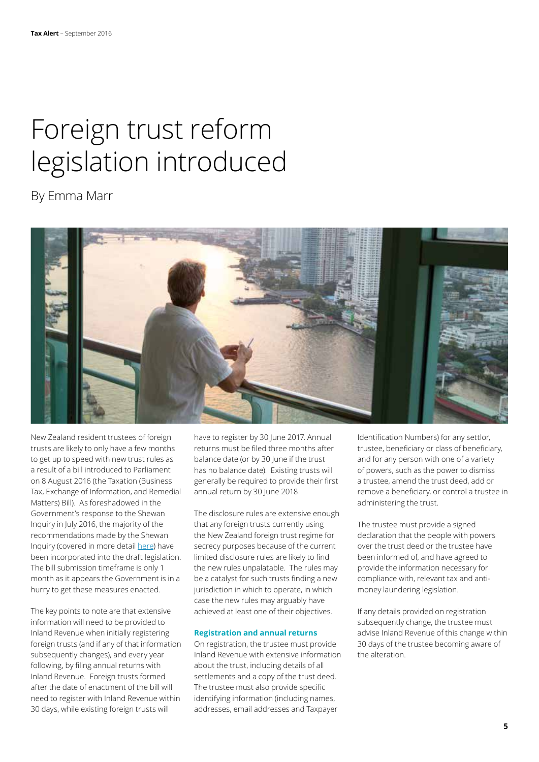# Foreign trust reform legislation introduced

By Emma Marr

New Zealand resident trustees of foreign trusts are likely to only have a few months to get up to speed with new trust rules as a result of a bill introduced to Parliament on 8 August 2016 (the Taxation (Business Tax, Exchange of Information, and Remedial Matters) Bill). As foreshadowed in the Government's response to the Shewan Inquiry in July 2016, the majority of the recommendations made by the Shewan Inquiry (covered in more detail here) have been incorporated into the draft legislation. The bill submission timeframe is only 1 month as it appears the Government is in a hurry to get these measures enacted.

The key points to note are that extensive information will need to be provided to Inland Revenue when initially registering foreign trusts (and if any of that information subsequently changes), and every year following, by filing annual returns with Inland Revenue. Foreign trusts formed after the date of enactment of the bill will need to register with Inland Revenue within 30 days, while existing foreign trusts will have to register by 30 June 2017. Annual returns must be filed three months after balance date (or by 30 June if the trust has no balance date). Existing trusts will generally be required to provide their first annual return by 30 June 2018.

The disclosure rules are extensive enough that any foreign trusts currently using the New Zealand foreign trust regime for secrecy purposes because of the current limited disclosure rules are likely to find the new rules unpalatable. The rules may be a catalyst for such trusts finding a new jurisdiction in which to operate, in which case the new rules may arguably have achieved at least one of their objectives.

### Registration and annual returns

On registration, the trustee must provide Inland Revenue with extensive information about the trust, including details of all settlements and a copy of the trust deed. The trustee must also provide specific identifying information (including names, addresses, email addresses and Taxpayer Identification Numbers) for any settlor, trustee, beneficiary or class of beneficiary, and for any person with one of a variety of powers, such as the power to dismiss a trustee, amend the trust deed, add or remove a beneficiary, or control a trustee in administering the trust.

The trustee must provide a signed declaration that the people with powers over the trust deed or the trustee have been informed of, and have agreed to provide the information necessary for compliance with, relevant tax and anti-money laundering legislation.

If any details provided on registration subsequently change, the trustee must advise Inland Revenue of this change within 30 days of the trustee becoming aware of the alteration.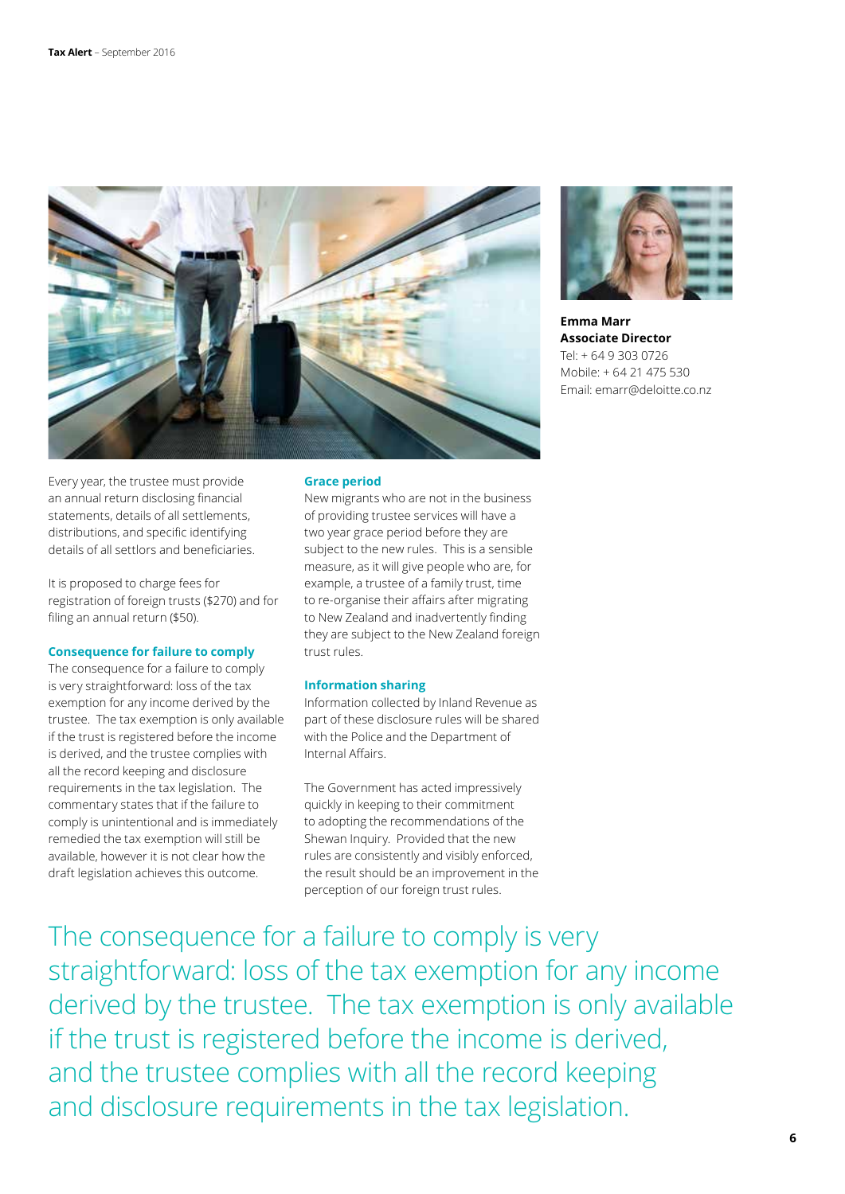**Emma Marr**
**Associate Director**
Tel: + 64 9 303 0726
Mobile: + 64 21 475 530
Email: emarr@deloitte.co.nz

Every year, the trustee must provide an annual return disclosing financial statements, details of all settlements, distributions, and specific identifying details of all settlors and beneficiaries.

It is proposed to charge fees for registration of foreign trusts ($270) and for filing an annual return ($50).

### Consequence for failure to comply

The consequence for a failure to comply is very straightforward: loss of the tax exemption for any income derived by the trustee. The tax exemption is only available if the trust is registered before the income is derived, and the trustee complies with all the record keeping and disclosure requirements in the tax legislation. The commentary states that if the failure to comply is unintentional and is immediately remedied the tax exemption will still be available, however it is not clear how the draft legislation achieves this outcome.

### Grace period

New migrants who are not in the business of providing trustee services will have a two year grace period before they are subject to the new rules. This is a sensible measure, as it will give people who are, for example, a trustee of a family trust, time to re-organise their affairs after migrating to New Zealand and inadvertently finding they are subject to the New Zealand foreign trust rules.

### Information sharing

Information collected by Inland Revenue as part of these disclosure rules will be shared with the Police and the Department of Internal Affairs.

The Government has acted impressively quickly in keeping to their commitment to adopting the recommendations of the Shewan Inquiry. Provided that the new rules are consistently and visibly enforced, the result should be an improvement in the perception of our foreign trust rules.

> The consequence for a failure to comply is very straightforward: loss of the tax exemption for any income derived by the trustee. The tax exemption is only available if the trust is registered before the income is derived, and the trustee complies with all the record keeping and disclosure requirements in the tax legislation.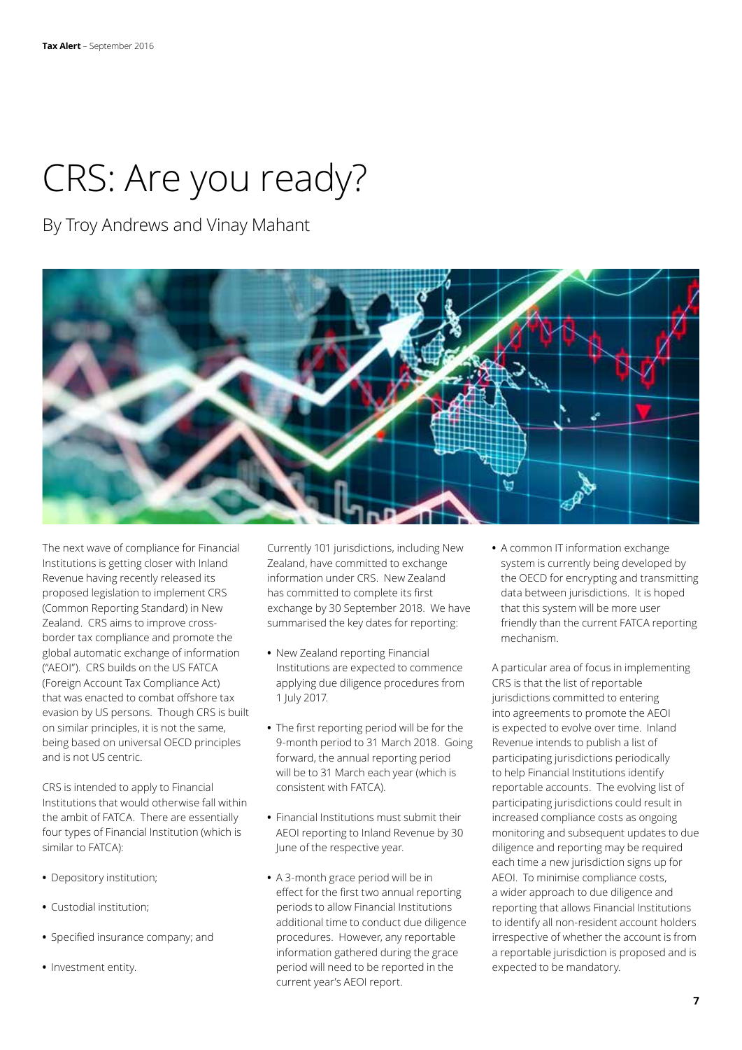# CRS: Are you ready?

By Troy Andrews and Vinay Mahant

The next wave of compliance for Financial Institutions is getting closer with Inland Revenue having recently released its proposed legislation to implement CRS (Common Reporting Standard) in New Zealand. CRS aims to improve cross-border tax compliance and promote the global automatic exchange of information ("AEOI"). CRS builds on the US FATCA (Foreign Account Tax Compliance Act) that was enacted to combat offshore tax evasion by US persons. Though CRS is built on similar principles, it is not the same, being based on universal OECD principles and is not US centric.

CRS is intended to apply to Financial Institutions that would otherwise fall within the ambit of FATCA. There are essentially four types of Financial Institution (which is similar to FATCA):

- Depository institution;
- Custodial institution;
- Specified insurance company; and
- Investment entity.

Currently 101 jurisdictions, including New Zealand, have committed to exchange information under CRS. New Zealand has committed to complete its first exchange by 30 September 2018. We have summarised the key dates for reporting:

- New Zealand reporting Financial Institutions are expected to commence applying due diligence procedures from 1 July 2017.
- The first reporting period will be for the 9-month period to 31 March 2018. Going forward, the annual reporting period will be to 31 March each year (which is consistent with FATCA).
- Financial Institutions must submit their AEOI reporting to Inland Revenue by 30 June of the respective year.
- A 3-month grace period will be in effect for the first two annual reporting periods to allow Financial Institutions additional time to conduct due diligence procedures. However, any reportable information gathered during the grace period will need to be reported in the current year's AEOI report.
- A common IT information exchange system is currently being developed by the OECD for encrypting and transmitting data between jurisdictions. It is hoped that this system will be more user friendly than the current FATCA reporting mechanism.

A particular area of focus in implementing CRS is that the list of reportable jurisdictions committed to entering into agreements to promote the AEOI is expected to evolve over time. Inland Revenue intends to publish a list of participating jurisdictions periodically to help Financial Institutions identify reportable accounts. The evolving list of participating jurisdictions could result in increased compliance costs as ongoing monitoring and subsequent updates to due diligence and reporting may be required each time a new jurisdiction signs up for AEOI. To minimise compliance costs, a wider approach to due diligence and reporting that allows Financial Institutions to identify all non-resident account holders irrespective of whether the account is from a reportable jurisdiction is proposed and is expected to be mandatory.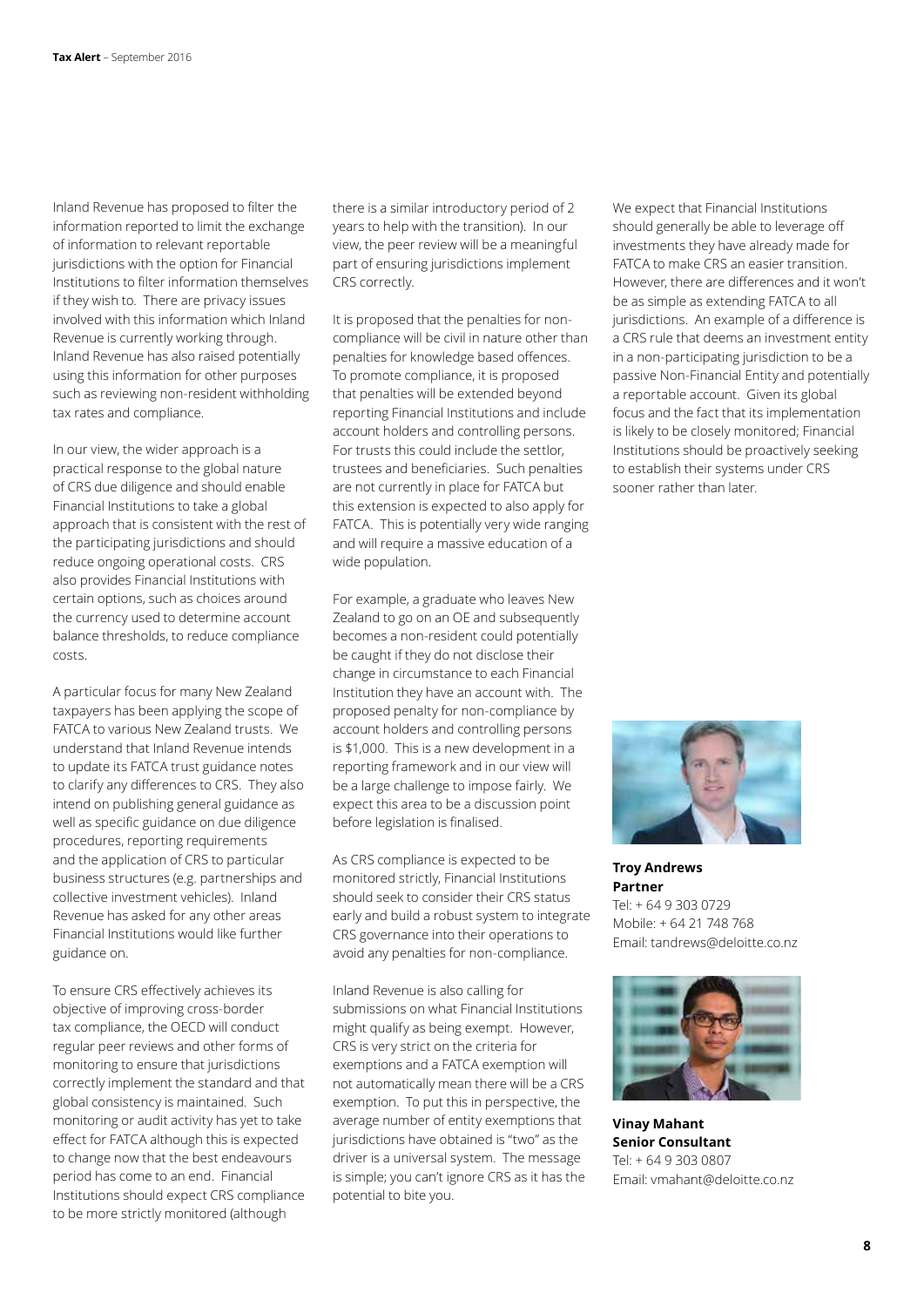Inland Revenue has proposed to filter the information reported to limit the exchange of information to relevant reportable jurisdictions with the option for Financial Institutions to filter information themselves if they wish to. There are privacy issues involved with this information which Inland Revenue is currently working through. Inland Revenue has also raised potentially using this information for other purposes such as reviewing non-resident withholding tax rates and compliance.

In our view, the wider approach is a practical response to the global nature of CRS due diligence and should enable Financial Institutions to take a global approach that is consistent with the rest of the participating jurisdictions and should reduce ongoing operational costs. CRS also provides Financial Institutions with certain options, such as choices around the currency used to determine account balance thresholds, to reduce compliance costs.

A particular focus for many New Zealand taxpayers has been applying the scope of FATCA to various New Zealand trusts. We understand that Inland Revenue intends to update its FATCA trust guidance notes to clarify any differences to CRS. They also intend on publishing general guidance as well as specific guidance on due diligence procedures, reporting requirements and the application of CRS to particular business structures (e.g. partnerships and collective investment vehicles). Inland Revenue has asked for any other areas Financial Institutions would like further guidance on.

To ensure CRS effectively achieves its objective of improving cross-border tax compliance, the OECD will conduct regular peer reviews and other forms of monitoring to ensure that jurisdictions correctly implement the standard and that global consistency is maintained. Such monitoring or audit activity has yet to take effect for FATCA although this is expected to change now that the best endeavours period has come to an end. Financial Institutions should expect CRS compliance to be more strictly monitored (although there is a similar introductory period of 2 years to help with the transition). In our view, the peer review will be a meaningful part of ensuring jurisdictions implement CRS correctly.

It is proposed that the penalties for non-compliance will be civil in nature other than penalties for knowledge based offences. To promote compliance, it is proposed that penalties will be extended beyond reporting Financial Institutions and include account holders and controlling persons. For trusts this could include the settlor, trustees and beneficiaries. Such penalties are not currently in place for FATCA but this extension is expected to also apply for FATCA. This is potentially very wide ranging and will require a massive education of a wide population.

For example, a graduate who leaves New Zealand to go on an OE and subsequently becomes a non-resident could potentially be caught if they do not disclose their change in circumstance to each Financial Institution they have an account with. The proposed penalty for non-compliance by account holders and controlling persons is $1,000. This is a new development in a reporting framework and in our view will be a large challenge to impose fairly. We expect this area to be a discussion point before legislation is finalised.

As CRS compliance is expected to be monitored strictly, Financial Institutions should seek to consider their CRS status early and build a robust system to integrate CRS governance into their operations to avoid any penalties for non-compliance.

Inland Revenue is also calling for submissions on what Financial Institutions might qualify as being exempt. However, CRS is very strict on the criteria for exemptions and a FATCA exemption will not automatically mean there will be a CRS exemption. To put this in perspective, the average number of entity exemptions that jurisdictions have obtained is "two" as the driver is a universal system. The message is simple; you can't ignore CRS as it has the potential to bite you.

We expect that Financial Institutions should generally be able to leverage off investments they have already made for FATCA to make CRS an easier transition. However, there are differences and it won't be as simple as extending FATCA to all jurisdictions. An example of a difference is a CRS rule that deems an investment entity in a non-participating jurisdiction to be a passive Non-Financial Entity and potentially a reportable account. Given its global focus and the fact that its implementation is likely to be closely monitored; Financial Institutions should be proactively seeking to establish their systems under CRS sooner rather than later.

**Troy Andrews**
**Partner**
Tel: + 64 9 303 0729
Mobile: + 64 21 748 768
Email: tandrews@deloitte.co.nz

**Vinay Mahant**
**Senior Consultant**
Tel: + 64 9 303 0807
Email: vmahant@deloitte.co.nz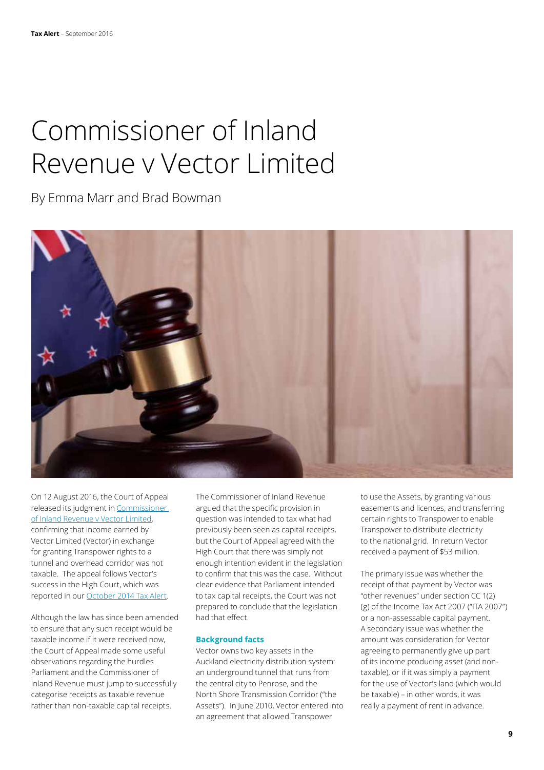# Commissioner of Inland Revenue v Vector Limited

By Emma Marr and Brad Bowman

On 12 August 2016, the Court of Appeal released its judgment in [Commissioner of Inland Revenue v Vector Limited](), confirming that income earned by Vector Limited (Vector) in exchange for granting Transpower rights to a tunnel and overhead corridor was not taxable. The appeal follows Vector's success in the High Court, which was reported in our [October 2014 Tax Alert]().

Although the law has since been amended to ensure that any such receipt would be taxable income if it were received now, the Court of Appeal made some useful observations regarding the hurdles Parliament and the Commissioner of Inland Revenue must jump to successfully categorise receipts as taxable revenue rather than non-taxable capital receipts.

The Commissioner of Inland Revenue argued that the specific provision in question was intended to tax what had previously been seen as capital receipts, but the Court of Appeal agreed with the High Court that there was simply not enough intention evident in the legislation to confirm that this was the case. Without clear evidence that Parliament intended to tax capital receipts, the Court was not prepared to conclude that the legislation had that effect.

### Background facts

Vector owns two key assets in the Auckland electricity distribution system: an underground tunnel that runs from the central city to Penrose, and the North Shore Transmission Corridor ("the Assets"). In June 2010, Vector entered into an agreement that allowed Transpower to use the Assets, by granting various easements and licences, and transferring certain rights to Transpower to enable Transpower to distribute electricity to the national grid. In return Vector received a payment of $53 million.

The primary issue was whether the receipt of that payment by Vector was "other revenues" under section CC 1(2)(g) of the Income Tax Act 2007 ("ITA 2007") or a non-assessable capital payment. A secondary issue was whether the amount was consideration for Vector agreeing to permanently give up part of its income producing asset (and non-taxable), or if it was simply a payment for the use of Vector's land (which would be taxable) – in other words, it was really a payment of rent in advance.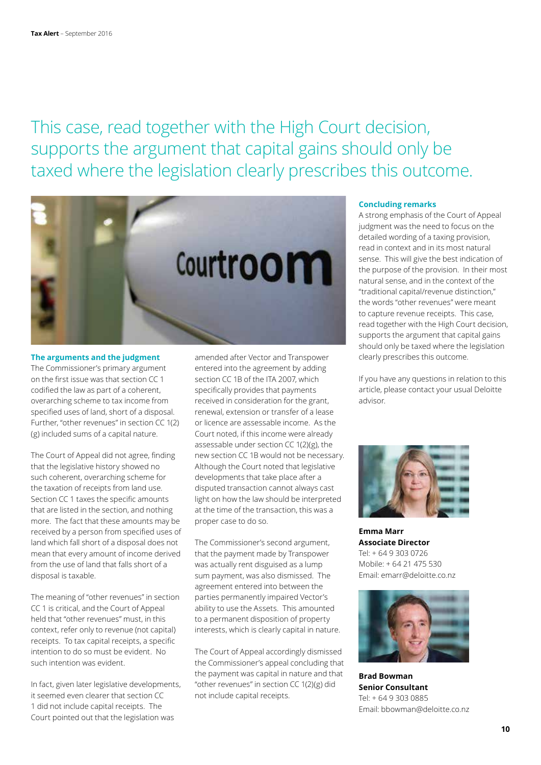This case, read together with the High Court decision, supports the argument that capital gains should only be taxed where the legislation clearly prescribes this outcome.

### The arguments and the judgment

The Commissioner's primary argument on the first issue was that section CC 1 codified the law as part of a coherent, overarching scheme to tax income from specified uses of land, short of a disposal. Further, "other revenues" in section CC 1(2)(g) included sums of a capital nature.

The Court of Appeal did not agree, finding that the legislative history showed no such coherent, overarching scheme for the taxation of receipts from land use. Section CC 1 taxes the specific amounts that are listed in the section, and nothing more. The fact that these amounts may be received by a person from specified uses of land which fall short of a disposal does not mean that every amount of income derived from the use of land that falls short of a disposal is taxable.

The meaning of "other revenues" in section CC 1 is critical, and the Court of Appeal held that "other revenues" must, in this context, refer only to revenue (not capital) receipts. To tax capital receipts, a specific intention to do so must be evident. No such intention was evident.

In fact, given later legislative developments, it seemed even clearer that section CC 1 did not include capital receipts. The Court pointed out that the legislation was amended after Vector and Transpower entered into the agreement by adding section CC 1B of the ITA 2007, which specifically provides that payments received in consideration for the grant, renewal, extension or transfer of a lease or licence are assessable income. As the Court noted, if this income were already assessable under section CC 1(2)(g), the new section CC 1B would not be necessary. Although the Court noted that legislative developments that take place after a disputed transaction cannot always cast light on how the law should be interpreted at the time of the transaction, this was a proper case to do so.

The Commissioner's second argument, that the payment made by Transpower was actually rent disguised as a lump sum payment, was also dismissed. The agreement entered into between the parties permanently impaired Vector's ability to use the Assets. This amounted to a permanent disposition of property interests, which is clearly capital in nature.

The Court of Appeal accordingly dismissed the Commissioner's appeal concluding that the payment was capital in nature and that "other revenues" in section CC 1(2)(g) did not include capital receipts.

### Concluding remarks

A strong emphasis of the Court of Appeal judgment was the need to focus on the detailed wording of a taxing provision, read in context and in its most natural sense. This will give the best indication of the purpose of the provision. In their most natural sense, and in the context of the "traditional capital/revenue distinction," the words "other revenues" were meant to capture revenue receipts. This case, read together with the High Court decision, supports the argument that capital gains should only be taxed where the legislation clearly prescribes this outcome.

If you have any questions in relation to this article, please contact your usual Deloitte advisor.

**Emma Marr**
**Associate Director**
Tel: + 64 9 303 0726
Mobile: + 64 21 475 530
Email: emarr@deloitte.co.nz

**Brad Bowman**
**Senior Consultant**
Tel: + 64 9 303 0885
Email: bbowman@deloitte.co.nz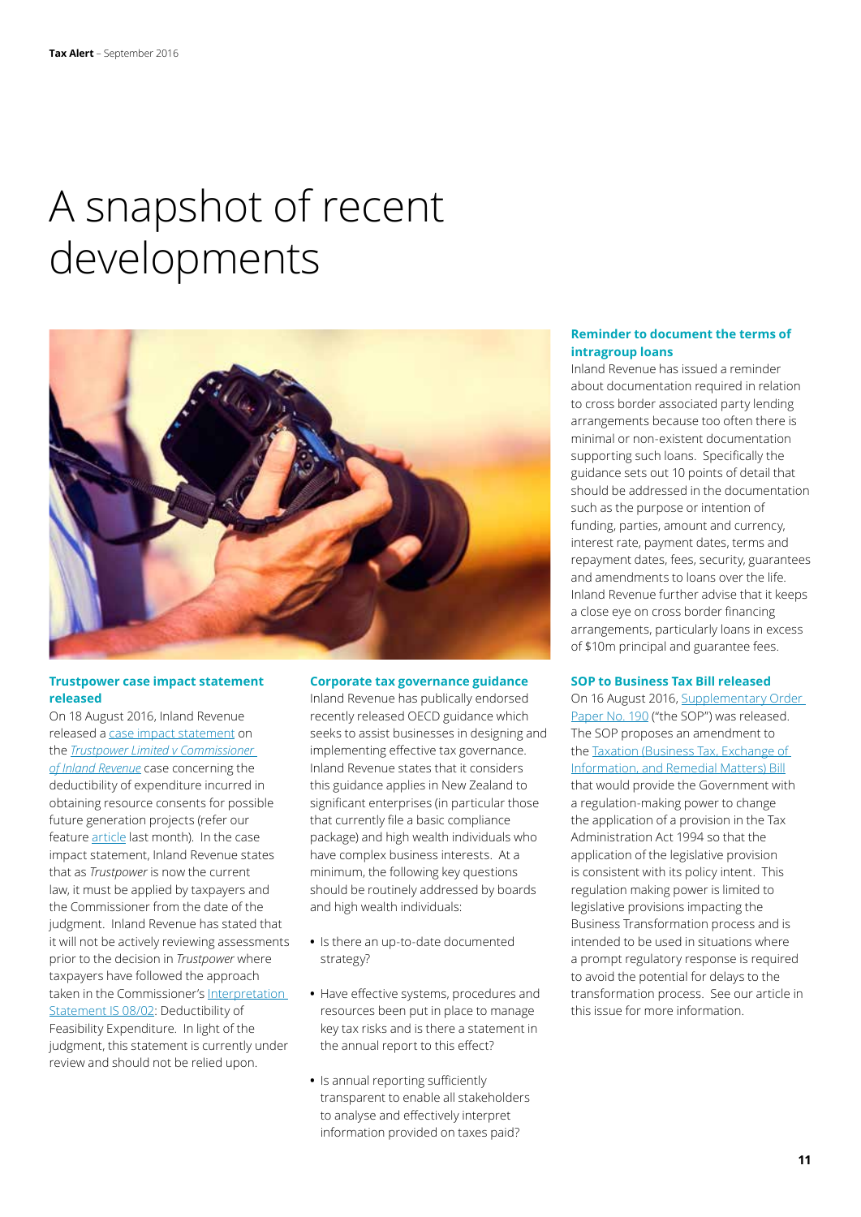# A snapshot of recent developments

## Trustpower case impact statement released

On 18 August 2016, Inland Revenue released a case impact statement on the *Trustpower Limited v Commissioner of Inland Revenue* case concerning the deductibility of expenditure incurred in obtaining resource consents for possible future generation projects (refer our feature article last month). In the case impact statement, Inland Revenue states that as *Trustpower* is now the current law, it must be applied by taxpayers and the Commissioner from the date of the judgment. Inland Revenue has stated that it will not be actively reviewing assessments prior to the decision in *Trustpower* where taxpayers have followed the approach taken in the Commissioner's Interpretation Statement IS 08/02: Deductibility of Feasibility Expenditure. In light of the judgment, this statement is currently under review and should not be relied upon.

## Corporate tax governance guidance

Inland Revenue has publically endorsed recently released OECD guidance which seeks to assist businesses in designing and implementing effective tax governance. Inland Revenue states that it considers this guidance applies in New Zealand to significant enterprises (in particular those that currently file a basic compliance package) and high wealth individuals who have complex business interests. At a minimum, the following key questions should be routinely addressed by boards and high wealth individuals:

- Is there an up-to-date documented strategy?
- Have effective systems, procedures and resources been put in place to manage key tax risks and is there a statement in the annual report to this effect?
- Is annual reporting sufficiently transparent to enable all stakeholders to analyse and effectively interpret information provided on taxes paid?

## Reminder to document the terms of intragroup loans

Inland Revenue has issued a reminder about documentation required in relation to cross border associated party lending arrangements because too often there is minimal or non-existent documentation supporting such loans. Specifically the guidance sets out 10 points of detail that should be addressed in the documentation such as the purpose or intention of funding, parties, amount and currency, interest rate, payment dates, terms and repayment dates, fees, security, guarantees and amendments to loans over the life. Inland Revenue further advise that it keeps a close eye on cross border financing arrangements, particularly loans in excess of $10m principal and guarantee fees.

## SOP to Business Tax Bill released

On 16 August 2016, Supplementary Order Paper No. 190 ("the SOP") was released. The SOP proposes an amendment to the Taxation (Business Tax, Exchange of Information, and Remedial Matters) Bill that would provide the Government with a regulation-making power to change the application of a provision in the Tax Administration Act 1994 so that the application of the legislative provision is consistent with its policy intent. This regulation making power is limited to legislative provisions impacting the Business Transformation process and is intended to be used in situations where a prompt regulatory response is required to avoid the potential for delays to the transformation process. See our article in this issue for more information.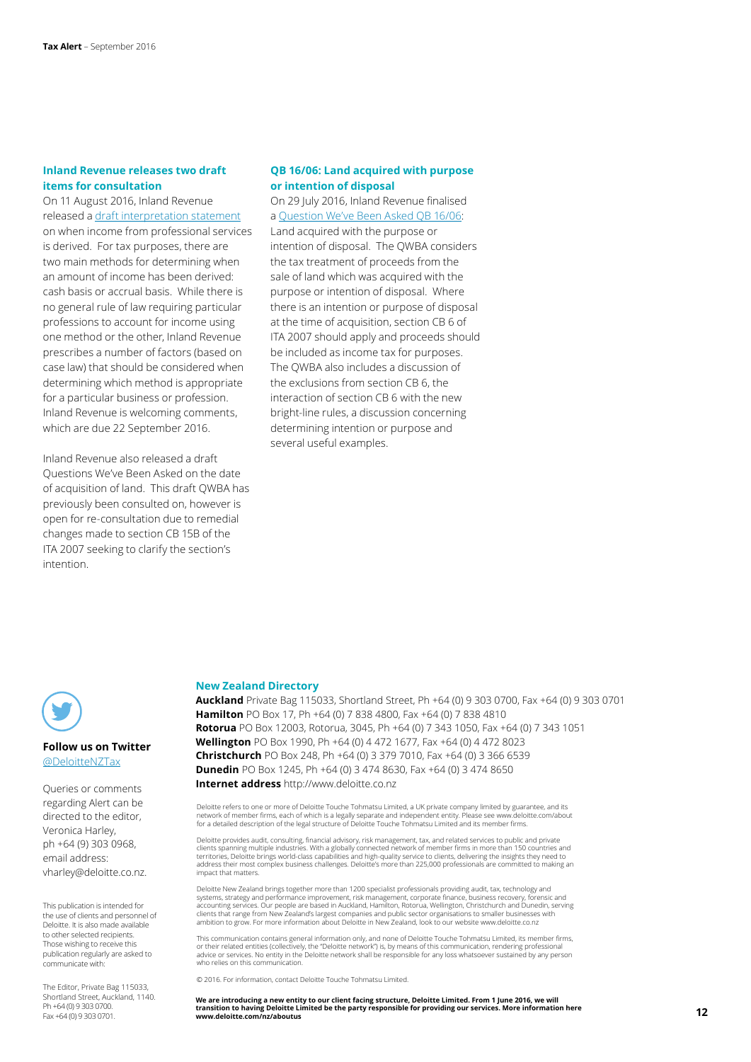### Inland Revenue releases two draft items for consultation

On 11 August 2016, Inland Revenue released a draft interpretation statement on when income from professional services is derived. For tax purposes, there are two main methods for determining when an amount of income has been derived: cash basis or accrual basis. While there is no general rule of law requiring particular professions to account for income using one method or the other, Inland Revenue prescribes a number of factors (based on case law) that should be considered when determining which method is appropriate for a particular business or profession. Inland Revenue is welcoming comments, which are due 22 September 2016.

Inland Revenue also released a draft Questions We've Been Asked on the date of acquisition of land. This draft QWBA has previously been consulted on, however is open for re-consultation due to remedial changes made to section CB 15B of the ITA 2007 seeking to clarify the section's intention.

### QB 16/06: Land acquired with purpose or intention of disposal

On 29 July 2016, Inland Revenue finalised a Question We've Been Asked QB 16/06: Land acquired with the purpose or intention of disposal. The QWBA considers the tax treatment of proceeds from the sale of land which was acquired with the purpose or intention of disposal. Where there is an intention or purpose of disposal at the time of acquisition, section CB 6 of ITA 2007 should apply and proceeds should be included as income tax for purposes. The QWBA also includes a discussion of the exclusions from section CB 6, the interaction of section CB 6 with the new bright-line rules, a discussion concerning determining intention or purpose and several useful examples.

**Follow us on Twitter**
@DeloitteNZTax

Queries or comments regarding Alert can be directed to the editor, Veronica Harley, ph +64 (9) 303 0968, email address: vharley@deloitte.co.nz.

This publication is intended for the use of clients and personnel of Deloitte. It is also made available to other selected recipients. Those wishing to receive this publication regularly are asked to communicate with:

The Editor, Private Bag 115033, Shortland Street, Auckland, 1140. Ph +64 (0) 9 303 0700. Fax +64 (0) 9 303 0701.

### New Zealand Directory

**Auckland** Private Bag 115033, Shortland Street, Ph +64 (0) 9 303 0700, Fax +64 (0) 9 303 0701
**Hamilton** PO Box 17, Ph +64 (0) 7 838 4800, Fax +64 (0) 7 838 4810
**Rotorua** PO Box 12003, Rotorua, 3045, Ph +64 (0) 7 343 1050, Fax +64 (0) 7 343 1051
**Wellington** PO Box 1990, Ph +64 (0) 4 472 1677, Fax +64 (0) 4 472 8023
**Christchurch** PO Box 248, Ph +64 (0) 3 379 7010, Fax +64 (0) 3 366 6539
**Dunedin** PO Box 1245, Ph +64 (0) 3 474 8630, Fax +64 (0) 3 474 8650
**Internet address** http://www.deloitte.co.nz

Deloitte refers to one or more of Deloitte Touche Tohmatsu Limited, a UK private company limited by guarantee, and its network of member firms, each of which is a legally separate and independent entity. Please see www.deloitte.com/about for a detailed description of the legal structure of Deloitte Touche Tohmatsu Limited and its member firms.

Deloitte provides audit, consulting, financial advisory, risk management, tax, and related services to public and private clients spanning multiple industries. With a globally connected network of member firms in more than 150 countries and territories, Deloitte brings world-class capabilities and high-quality service to clients, delivering the insights they need to address their most complex business challenges. Deloitte's more than 225,000 professionals are committed to making an impact that matters.

Deloitte New Zealand brings together more than 1200 specialist professionals providing audit, tax, technology and systems, strategy and performance improvement, risk management, corporate finance, business recovery, forensic and accounting services. Our people are based in Auckland, Hamilton, Rotorua, Wellington, Christchurch and Dunedin, serving clients that range from New Zealand's largest companies and public sector organisations to smaller businesses with ambition to grow. For more information about Deloitte in New Zealand, look to our website www.deloitte.co.nz

This communication contains general information only, and none of Deloitte Touche Tohmatsu Limited, its member firms, or their related entities (collectively, the "Deloitte network") is, by means of this communication, rendering professional advice or services. No entity in the Deloitte network shall be responsible for any loss whatsoever sustained by any person who relies on this communication.

© 2016. For information, contact Deloitte Touche Tohmatsu Limited.

**We are introducing a new entity to our client facing structure, Deloitte Limited. From 1 June 2016, we will transition to having Deloitte Limited be the party responsible for providing our services. More information here www.deloitte.com/nz/aboutus**